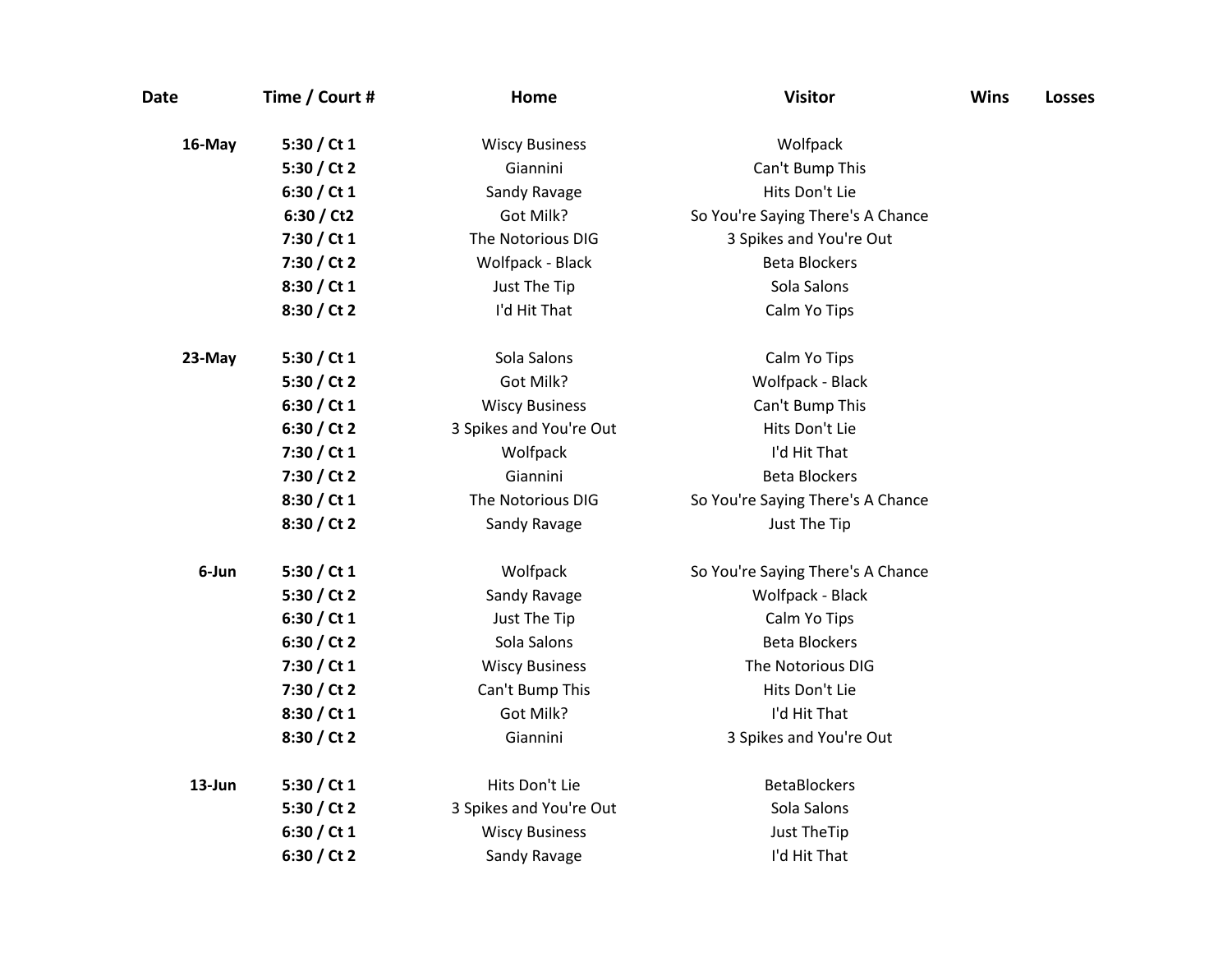| Date | Time / Court # | Home | Visitor | Wins | Losses |
|---|---|---|---|---|---|
| **16-May** | **5:30 / Ct 1** | Wiscy Business | Wolfpack | | |
| | **5:30 / Ct 2** | Giannini | Can't Bump This | | |
| | **6:30 / Ct 1** | Sandy Ravage | Hits Don't Lie | | |
| | **6:30 / Ct2** | Got Milk? | So You're Saying There's A Chance | | |
| | **7:30 / Ct 1** | The Notorious DIG | 3 Spikes and You're Out | | |
| | **7:30 / Ct 2** | Wolfpack - Black | Beta Blockers | | |
| | **8:30 / Ct 1** | Just The Tip | Sola Salons | | |
| | **8:30 / Ct 2** | I'd Hit That | Calm Yo Tips | | |
| **23-May** | **5:30 / Ct 1** | Sola Salons | Calm Yo Tips | | |
| | **5:30 / Ct 2** | Got Milk? | Wolfpack - Black | | |
| | **6:30 / Ct 1** | Wiscy Business | Can't Bump This | | |
| | **6:30 / Ct 2** | 3 Spikes and You're Out | Hits Don't Lie | | |
| | **7:30 / Ct 1** | Wolfpack | I'd Hit That | | |
| | **7:30 / Ct 2** | Giannini | Beta Blockers | | |
| | **8:30 / Ct 1** | The Notorious DIG | So You're Saying There's A Chance | | |
| | **8:30 / Ct 2** | Sandy Ravage | Just The Tip | | |
| **6-Jun** | **5:30 / Ct 1** | Wolfpack | So You're Saying There's A Chance | | |
| | **5:30 / Ct 2** | Sandy Ravage | Wolfpack - Black | | |
| | **6:30 / Ct 1** | Just The Tip | Calm Yo Tips | | |
| | **6:30 / Ct 2** | Sola Salons | Beta Blockers | | |
| | **7:30 / Ct 1** | Wiscy Business | The Notorious DIG | | |
| | **7:30 / Ct 2** | Can't Bump This | Hits Don't Lie | | |
| | **8:30 / Ct 1** | Got Milk? | I'd Hit That | | |
| | **8:30 / Ct 2** | Giannini | 3 Spikes and You're Out | | |
| **13-Jun** | **5:30 / Ct 1** | Hits Don't Lie | BetaBlockers | | |
| | **5:30 / Ct 2** | 3 Spikes and You're Out | Sola Salons | | |
| | **6:30 / Ct 1** | Wiscy Business | Just TheTip | | |
| | **6:30 / Ct 2** | Sandy Ravage | I'd Hit That | | |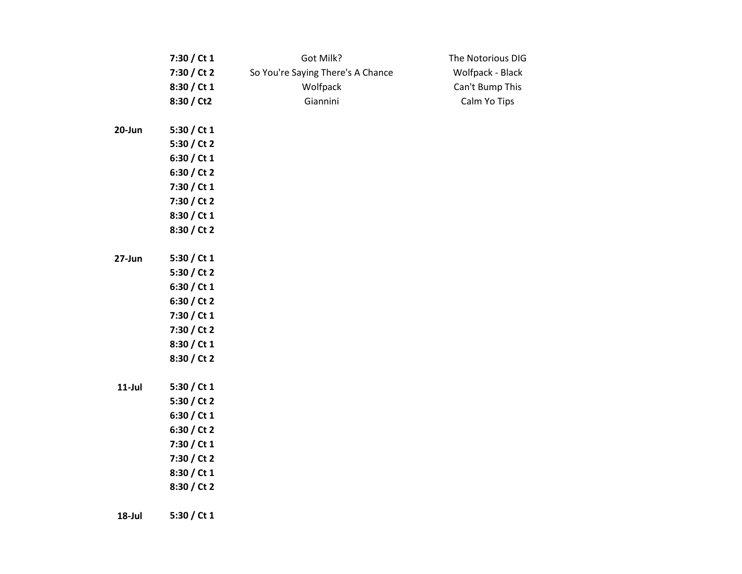| | | | |
|---|---|---|---|
| | **7:30 / Ct 1** | Got Milk? | The Notorious DIG |
| | **7:30 / Ct 2** | So You're Saying There's A Chance | Wolfpack - Black |
| | **8:30 / Ct 1** | Wolfpack | Can't Bump This |
| | **8:30 / Ct2** | Giannini | Calm Yo Tips |
| | | | |
| **20-Jun** | **5:30 / Ct 1** | | |
| | **5:30 / Ct 2** | | |
| | **6:30 / Ct 1** | | |
| | **6:30 / Ct 2** | | |
| | **7:30 / Ct 1** | | |
| | **7:30 / Ct 2** | | |
| | **8:30 / Ct 1** | | |
| | **8:30 / Ct 2** | | |
| | | | |
| **27-Jun** | **5:30 / Ct 1** | | |
| | **5:30 / Ct 2** | | |
| | **6:30 / Ct 1** | | |
| | **6:30 / Ct 2** | | |
| | **7:30 / Ct 1** | | |
| | **7:30 / Ct 2** | | |
| | **8:30 / Ct 1** | | |
| | **8:30 / Ct 2** | | |
| | | | |
| **11-Jul** | **5:30 / Ct 1** | | |
| | **5:30 / Ct 2** | | |
| | **6:30 / Ct 1** | | |
| | **6:30 / Ct 2** | | |
| | **7:30 / Ct 1** | | |
| | **7:30 / Ct 2** | | |
| | **8:30 / Ct 1** | | |
| | **8:30 / Ct 2** | | |
| | | | |
| **18-Jul** | **5:30 / Ct 1** | | |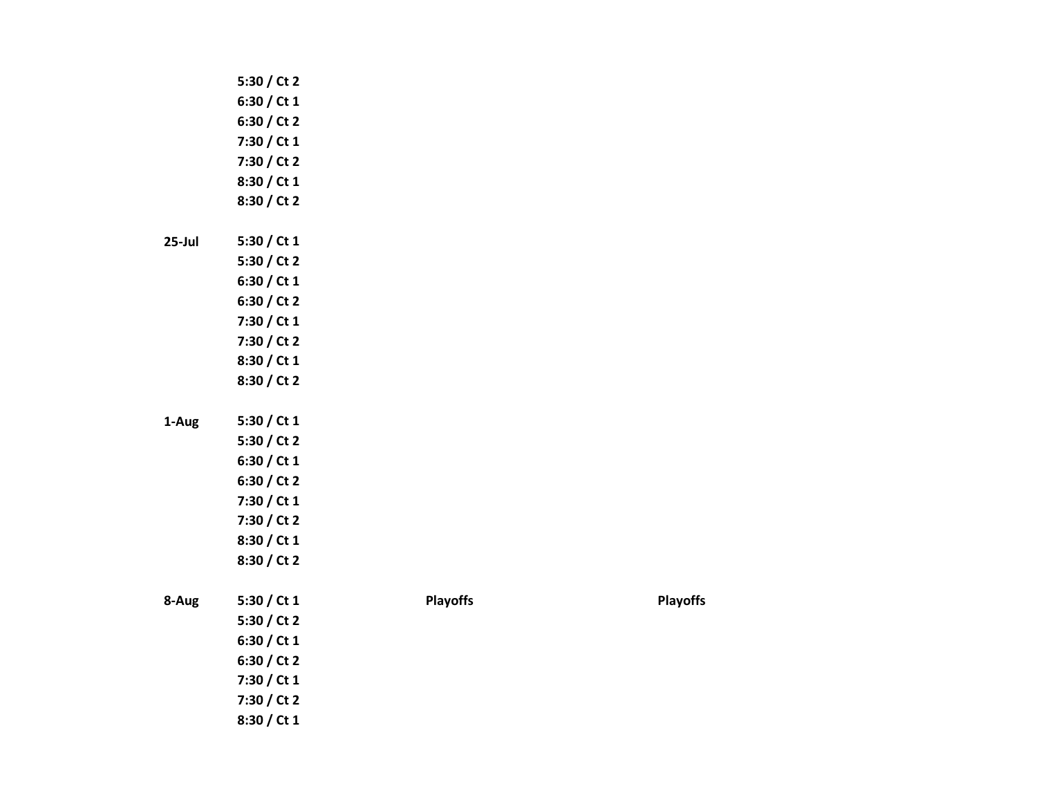| | | | |
|---|---|---|---|
| | 5:30 / Ct 2 | | |
| | 6:30 / Ct 1 | | |
| | 6:30 / Ct 2 | | |
| | 7:30 / Ct 1 | | |
| | 7:30 / Ct 2 | | |
| | 8:30 / Ct 1 | | |
| | 8:30 / Ct 2 | | |
| | | | |
| **25-Jul** | 5:30 / Ct 1 | | |
| | 5:30 / Ct 2 | | |
| | 6:30 / Ct 1 | | |
| | 6:30 / Ct 2 | | |
| | 7:30 / Ct 1 | | |
| | 7:30 / Ct 2 | | |
| | 8:30 / Ct 1 | | |
| | 8:30 / Ct 2 | | |
| | | | |
| **1-Aug** | 5:30 / Ct 1 | | |
| | 5:30 / Ct 2 | | |
| | 6:30 / Ct 1 | | |
| | 6:30 / Ct 2 | | |
| | 7:30 / Ct 1 | | |
| | 7:30 / Ct 2 | | |
| | 8:30 / Ct 1 | | |
| | 8:30 / Ct 2 | | |
| | | | |
| **8-Aug** | 5:30 / Ct 1 | **Playoffs** | **Playoffs** |
| | 5:30 / Ct 2 | | |
| | 6:30 / Ct 1 | | |
| | 6:30 / Ct 2 | | |
| | 7:30 / Ct 1 | | |
| | 7:30 / Ct 2 | | |
| | 8:30 / Ct 1 | | |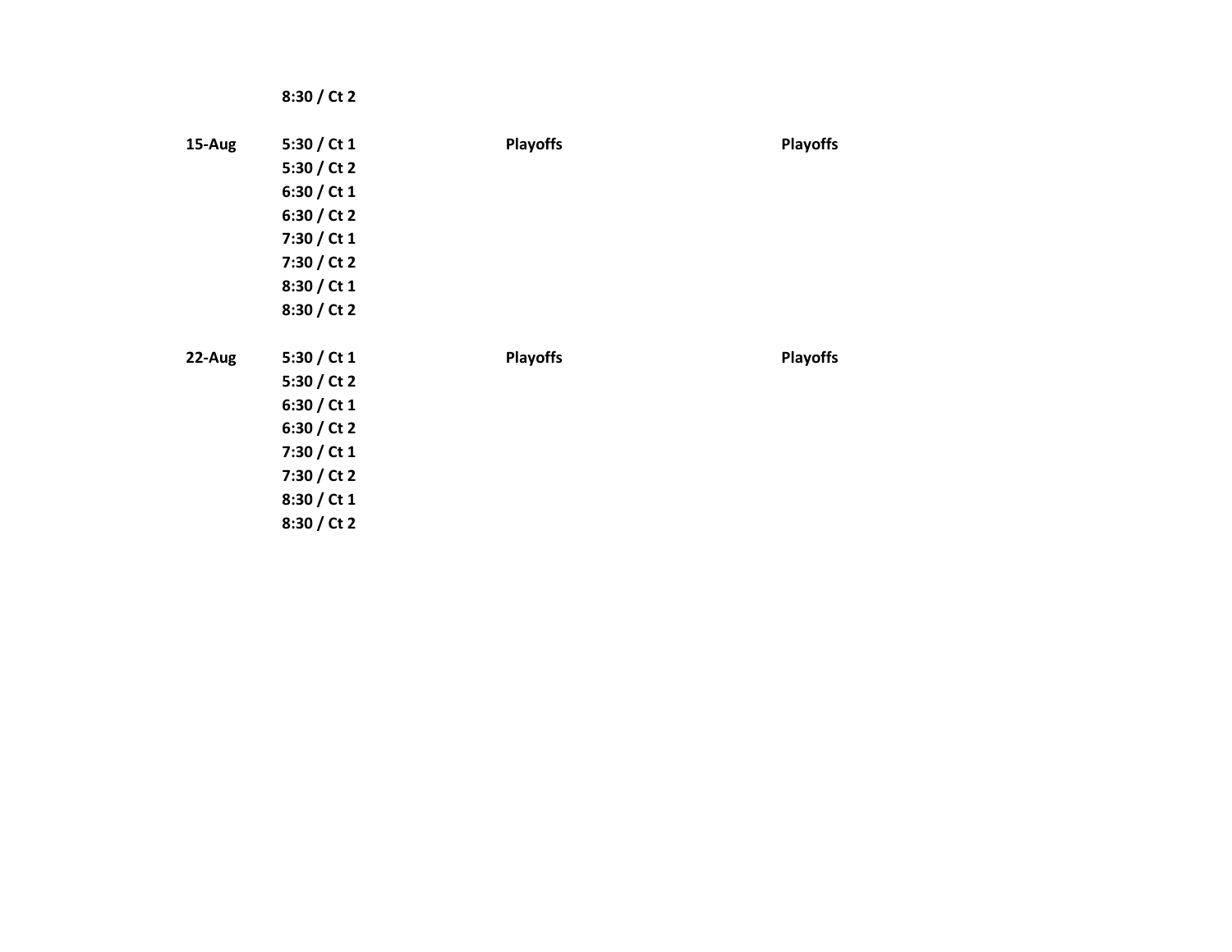| | | | |
|---|---|---|---|
| | 8:30 / Ct 2 | | |
| 15-Aug | 5:30 / Ct 1 | Playoffs | Playoffs |
| | 5:30 / Ct 2 | | |
| | 6:30 / Ct 1 | | |
| | 6:30 / Ct 2 | | |
| | 7:30 / Ct 1 | | |
| | 7:30 / Ct 2 | | |
| | 8:30 / Ct 1 | | |
| | 8:30 / Ct 2 | | |
| 22-Aug | 5:30 / Ct 1 | Playoffs | Playoffs |
| | 5:30 / Ct 2 | | |
| | 6:30 / Ct 1 | | |
| | 6:30 / Ct 2 | | |
| | 7:30 / Ct 1 | | |
| | 7:30 / Ct 2 | | |
| | 8:30 / Ct 1 | | |
| | 8:30 / Ct 2 | | |